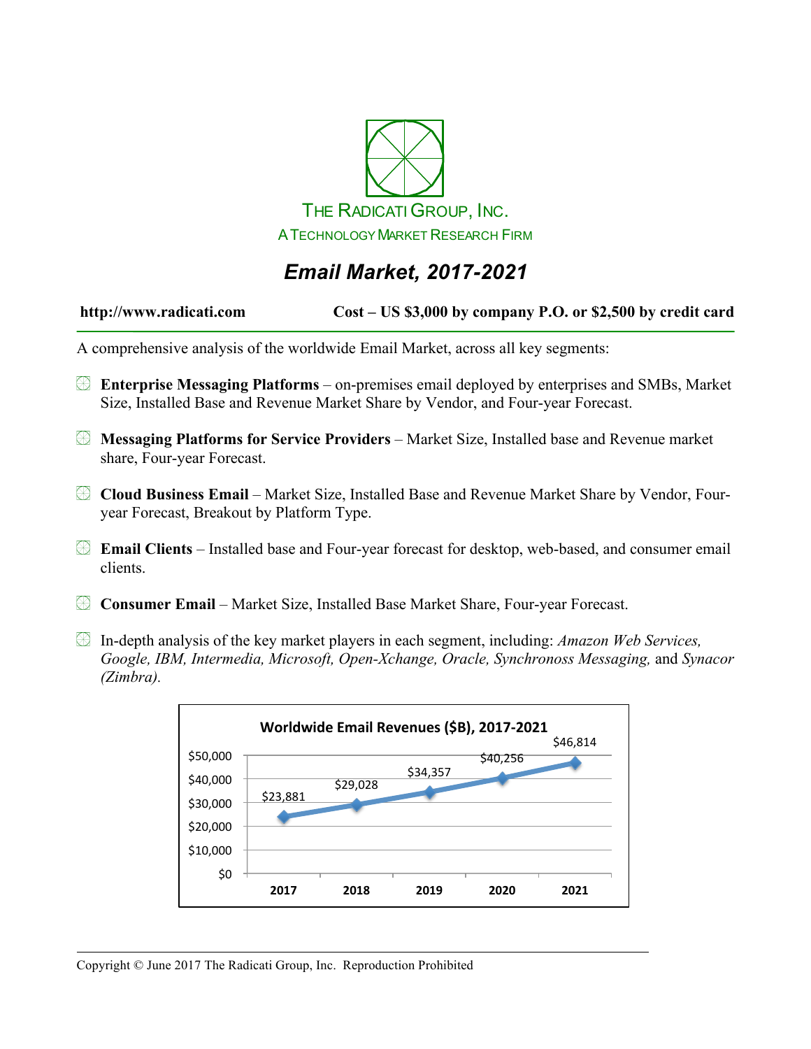THE RADICATI GROUP, INC.

A TECHNOLOGY MARKET RESEARCH FIRM

# *Email Market, 2017-2021*

**http://www.radicati.com** **Cost – US $3,000 by company P.O. or $2,500 by credit card**

A comprehensive analysis of the worldwide Email Market, across all key segments:

- **Enterprise Messaging Platforms** – on-premises email deployed by enterprises and SMBs, Market Size, Installed Base and Revenue Market Share by Vendor, and Four-year Forecast.
- **Messaging Platforms for Service Providers** – Market Size, Installed base and Revenue market share, Four-year Forecast.
- **Cloud Business Email** – Market Size, Installed Base and Revenue Market Share by Vendor, Four-year Forecast, Breakout by Platform Type.
- **Email Clients** – Installed base and Four-year forecast for desktop, web-based, and consumer email clients.
- **Consumer Email** – Market Size, Installed Base Market Share, Four-year Forecast.
- In-depth analysis of the key market players in each segment, including: *Amazon Web Services, Google, IBM, Intermedia, Microsoft, Open-Xchange, Oracle, Synchronoss Messaging,* and *Synacor (Zimbra).*

**Worldwide Email Revenues ($B), 2017-2021**

| 2017 | 2018 | 2019 | 2020 | 2021 |
|---|---|---|---|---|
| $23,881 | $29,028 | $34,357 | $40,256 | $46,814 |

Copyright © June 2017 The Radicati Group, Inc. Reproduction Prohibited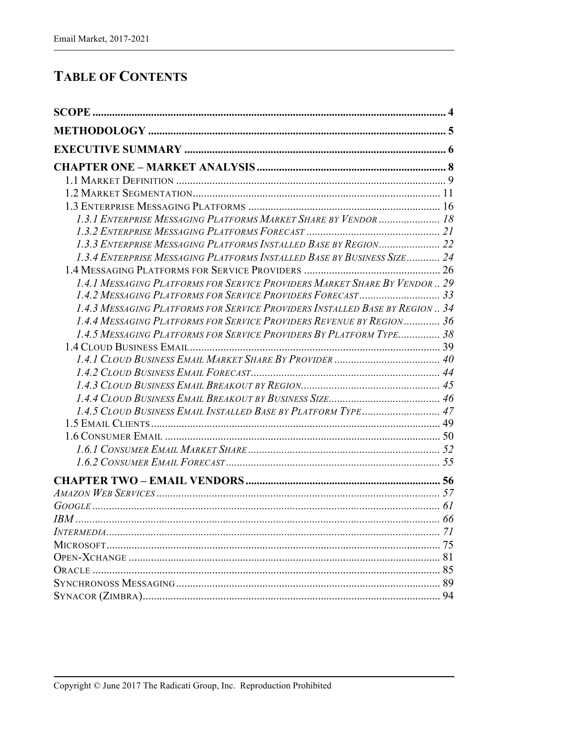# TABLE OF CONTENTS

**SCOPE** .......... **4**

**METHODOLOGY** .......... **5**

**EXECUTIVE SUMMARY** .......... **6**

**CHAPTER ONE – MARKET ANALYSIS** .......... **8**

- 1.1 MARKET DEFINITION .......... 9
- 1.2 MARKET SEGMENTATION .......... 11
- 1.3 ENTERPRISE MESSAGING PLATFORMS .......... 16
  - *1.3.1 ENTERPRISE MESSAGING PLATFORMS MARKET SHARE BY VENDOR .......... 18*
  - *1.3.2 ENTERPRISE MESSAGING PLATFORMS FORECAST .......... 21*
  - *1.3.3 ENTERPRISE MESSAGING PLATFORMS INSTALLED BASE BY REGION .......... 22*
  - *1.3.4 ENTERPRISE MESSAGING PLATFORMS INSTALLED BASE BY BUSINESS SIZE .......... 24*
- 1.4 MESSAGING PLATFORMS FOR SERVICE PROVIDERS .......... 26
  - *1.4.1 MESSAGING PLATFORMS FOR SERVICE PROVIDERS MARKET SHARE BY VENDOR .......... 29*
  - *1.4.2 MESSAGING PLATFORMS FOR SERVICE PROVIDERS FORECAST .......... 33*
  - *1.4.3 MESSAGING PLATFORMS FOR SERVICE PROVIDERS INSTALLED BASE BY REGION .......... 34*
  - *1.4.4 MESSAGING PLATFORMS FOR SERVICE PROVIDERS REVENUE BY REGION .......... 36*
  - *1.4.5 MESSAGING PLATFORMS FOR SERVICE PROVIDERS BY PLATFORM TYPE .......... 38*
- 1.4 CLOUD BUSINESS EMAIL .......... 39
  - *1.4.1 CLOUD BUSINESS EMAIL MARKET SHARE BY PROVIDER .......... 40*
  - *1.4.2 CLOUD BUSINESS EMAIL FORECAST .......... 44*
  - *1.4.3 CLOUD BUSINESS EMAIL BREAKOUT BY REGION .......... 45*
  - *1.4.4 CLOUD BUSINESS EMAIL BREAKOUT BY BUSINESS SIZE .......... 46*
  - *1.4.5 CLOUD BUSINESS EMAIL INSTALLED BASE BY PLATFORM TYPE .......... 47*
- 1.5 EMAIL CLIENTS .......... 49
- 1.6 CONSUMER EMAIL .......... 50
  - *1.6.1 CONSUMER EMAIL MARKET SHARE .......... 52*
  - *1.6.2 CONSUMER EMAIL FORECAST .......... 55*

**CHAPTER TWO – EMAIL VENDORS** .......... **56**

- *AMAZON WEB SERVICES .......... 57*
- *GOOGLE .......... 61*
- *IBM .......... 66*
- *INTERMEDIA .......... 71*
- MICROSOFT .......... 75
- OPEN-XCHANGE .......... 81
- ORACLE .......... 85
- SYNCHRONOSS MESSAGING .......... 89
- SYNACOR (ZIMBRA) .......... 94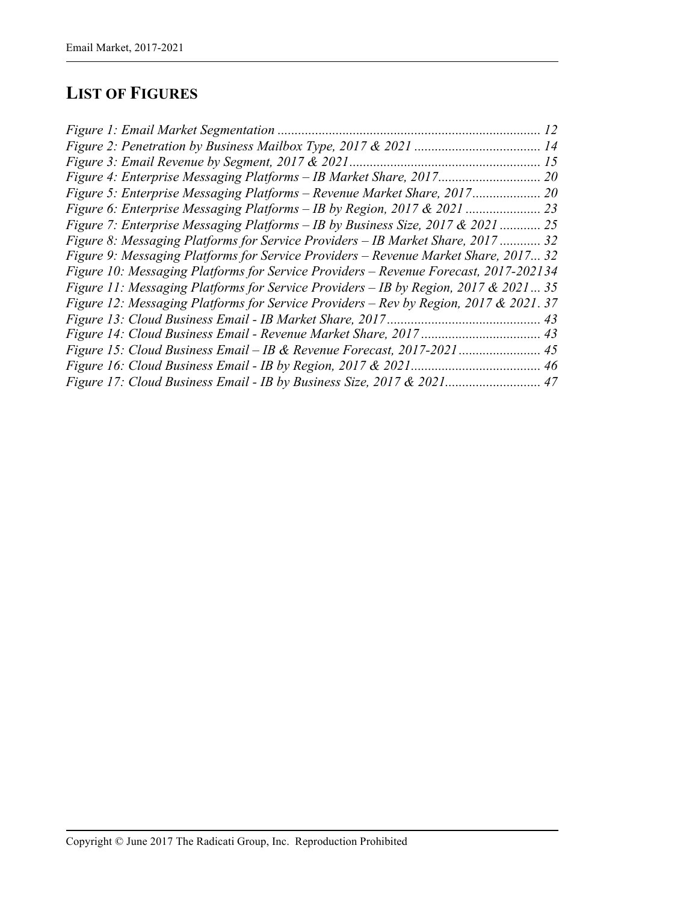## LIST OF FIGURES

*Figure 1: Email Market Segmentation* ............................................................................ 12
*Figure 2: Penetration by Business Mailbox Type, 2017 & 2021* ..................................... 14
*Figure 3: Email Revenue by Segment, 2017 & 2021* ........................................................ 15
*Figure 4: Enterprise Messaging Platforms – IB Market Share, 2017* .............................. 20
*Figure 5: Enterprise Messaging Platforms – Revenue Market Share, 2017* .................... 20
*Figure 6: Enterprise Messaging Platforms – IB by Region, 2017 & 2021* ...................... 23
*Figure 7: Enterprise Messaging Platforms – IB by Business Size, 2017 & 2021* ............ 25
*Figure 8: Messaging Platforms for Service Providers – IB Market Share, 2017* ............ 32
*Figure 9: Messaging Platforms for Service Providers – Revenue Market Share, 2017*... 32
*Figure 10: Messaging Platforms for Service Providers – Revenue Forecast, 2017-2021* 34
*Figure 11: Messaging Platforms for Service Providers – IB by Region, 2017 & 2021* ... 35
*Figure 12: Messaging Platforms for Service Providers – Rev by Region, 2017 & 2021*. 37
*Figure 13: Cloud Business Email - IB Market Share, 2017* ............................................. 43
*Figure 14: Cloud Business Email - Revenue Market Share, 2017* ................................... 43
*Figure 15: Cloud Business Email – IB & Revenue Forecast, 2017-2021* ........................ 45
*Figure 16: Cloud Business Email - IB by Region, 2017 & 2021* ...................................... 46
*Figure 17: Cloud Business Email - IB by Business Size, 2017 & 2021* ........................... 47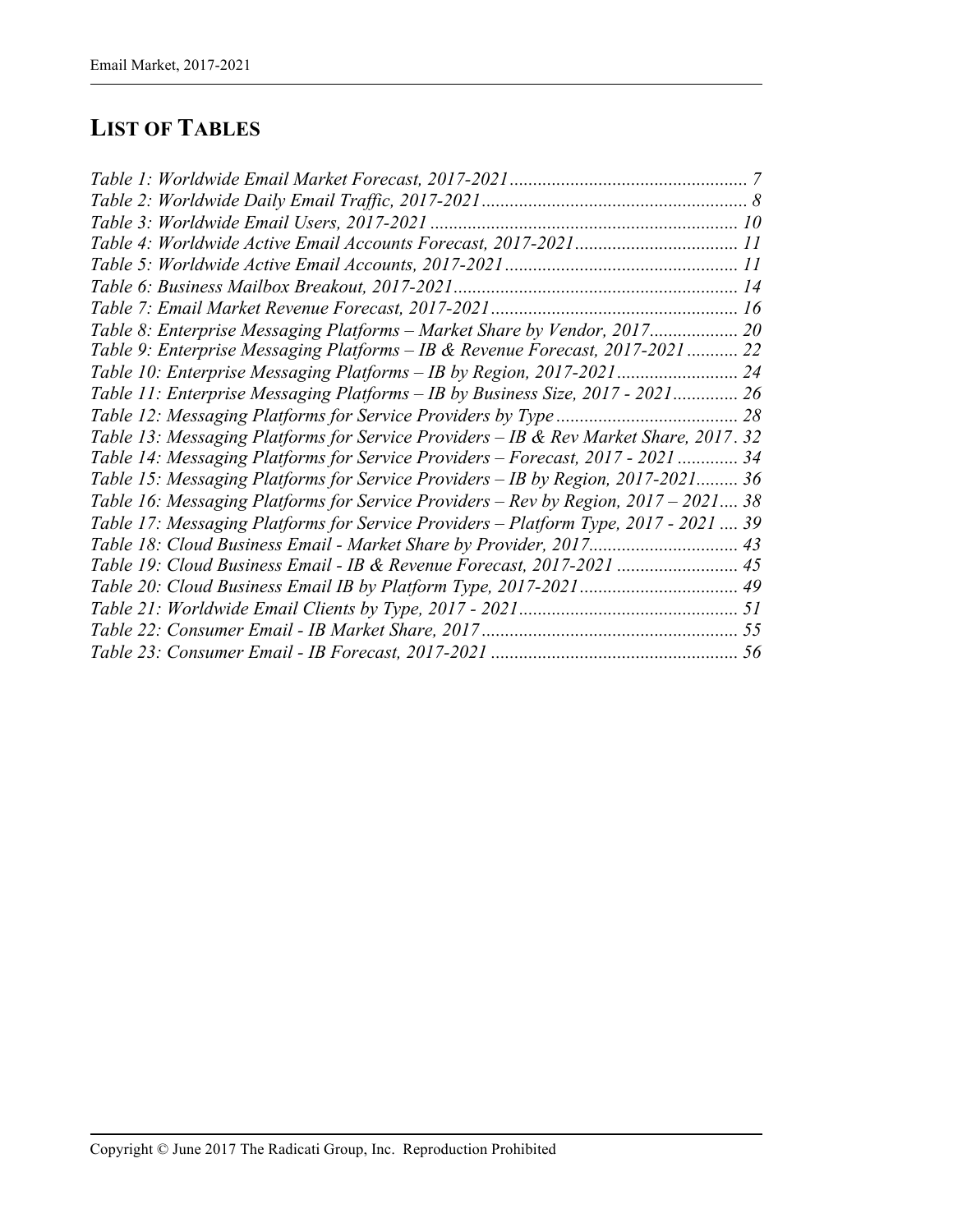# LIST OF TABLES

*Table 1: Worldwide Email Market Forecast, 2017-2021 .................................................. 7*
*Table 2: Worldwide Daily Email Traffic, 2017-2021 ......................................................... 8*
*Table 3: Worldwide Email Users, 2017-2021 ................................................................. 10*
*Table 4: Worldwide Active Email Accounts Forecast, 2017-2021 .................................. 11*
*Table 5: Worldwide Active Email Accounts, 2017-2021 ................................................. 11*
*Table 6: Business Mailbox Breakout, 2017-2021 ............................................................ 14*
*Table 7: Email Market Revenue Forecast, 2017-2021 .................................................... 16*
*Table 8: Enterprise Messaging Platforms – Market Share by Vendor, 2017 .................. 20*
*Table 9: Enterprise Messaging Platforms – IB & Revenue Forecast, 2017-2021 ........... 22*
*Table 10: Enterprise Messaging Platforms – IB by Region, 2017-2021 .......................... 24*
*Table 11: Enterprise Messaging Platforms – IB by Business Size, 2017 - 2021 ............. 26*
*Table 12: Messaging Platforms for Service Providers by Type ....................................... 28*
*Table 13: Messaging Platforms for Service Providers – IB & Rev Market Share, 2017 . 32*
*Table 14: Messaging Platforms for Service Providers – Forecast, 2017 - 2021 ............. 34*
*Table 15: Messaging Platforms for Service Providers – IB by Region, 2017-2021 ......... 36*
*Table 16: Messaging Platforms for Service Providers – Rev by Region, 2017 – 2021 .... 38*
*Table 17: Messaging Platforms for Service Providers – Platform Type, 2017 - 2021 .... 39*
*Table 18: Cloud Business Email - Market Share by Provider, 2017 ................................ 43*
*Table 19: Cloud Business Email - IB & Revenue Forecast, 2017-2021 .......................... 45*
*Table 20: Cloud Business Email IB by Platform Type, 2017-2021 .................................. 49*
*Table 21: Worldwide Email Clients by Type, 2017 - 2021 ............................................... 51*
*Table 22: Consumer Email - IB Market Share, 2017 ....................................................... 55*
*Table 23: Consumer Email - IB Forecast, 2017-2021 ..................................................... 56*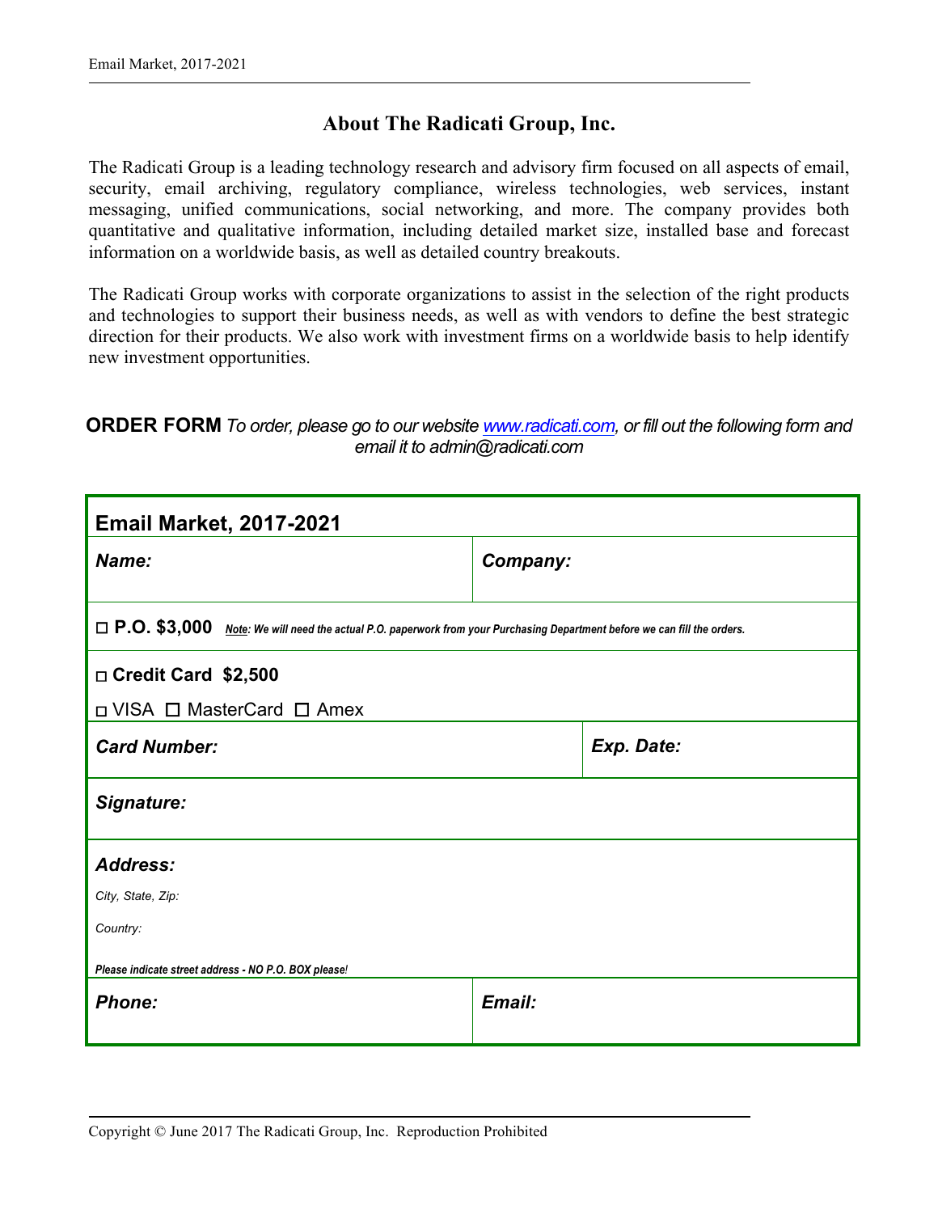## About The Radicati Group, Inc.

The Radicati Group is a leading technology research and advisory firm focused on all aspects of email, security, email archiving, regulatory compliance, wireless technologies, web services, instant messaging, unified communications, social networking, and more. The company provides both quantitative and qualitative information, including detailed market size, installed base and forecast information on a worldwide basis, as well as detailed country breakouts.

The Radicati Group works with corporate organizations to assist in the selection of the right products and technologies to support their business needs, as well as with vendors to define the best strategic direction for their products. We also work with investment firms on a worldwide basis to help identify new investment opportunities.

**ORDER FORM** *To order, please go to our website [www.radicati.com](http://www.radicati.com), or fill out the following form and email it to admin@radicati.com*

| **Email Market, 2017-2021** | |
|---|---|
| ***Name:*** | ***Company:*** |
| ☐ **P.O. $3,000** ***Note: We will need the actual P.O. paperwork from your Purchasing Department before we can fill the orders.*** | |
| ☐ **Credit Card $2,500**<br>☐ VISA ☐ MasterCard ☐ Amex | |
| ***Card Number:*** | ***Exp. Date:*** |
| ***Signature:*** | |
| ***Address:***<br>*City, State, Zip:*<br>*Country:*<br>***Please indicate street address - NO P.O. BOX please!*** | |
| ***Phone:*** | ***Email:*** |

Copyright © June 2017 The Radicati Group, Inc. Reproduction Prohibited